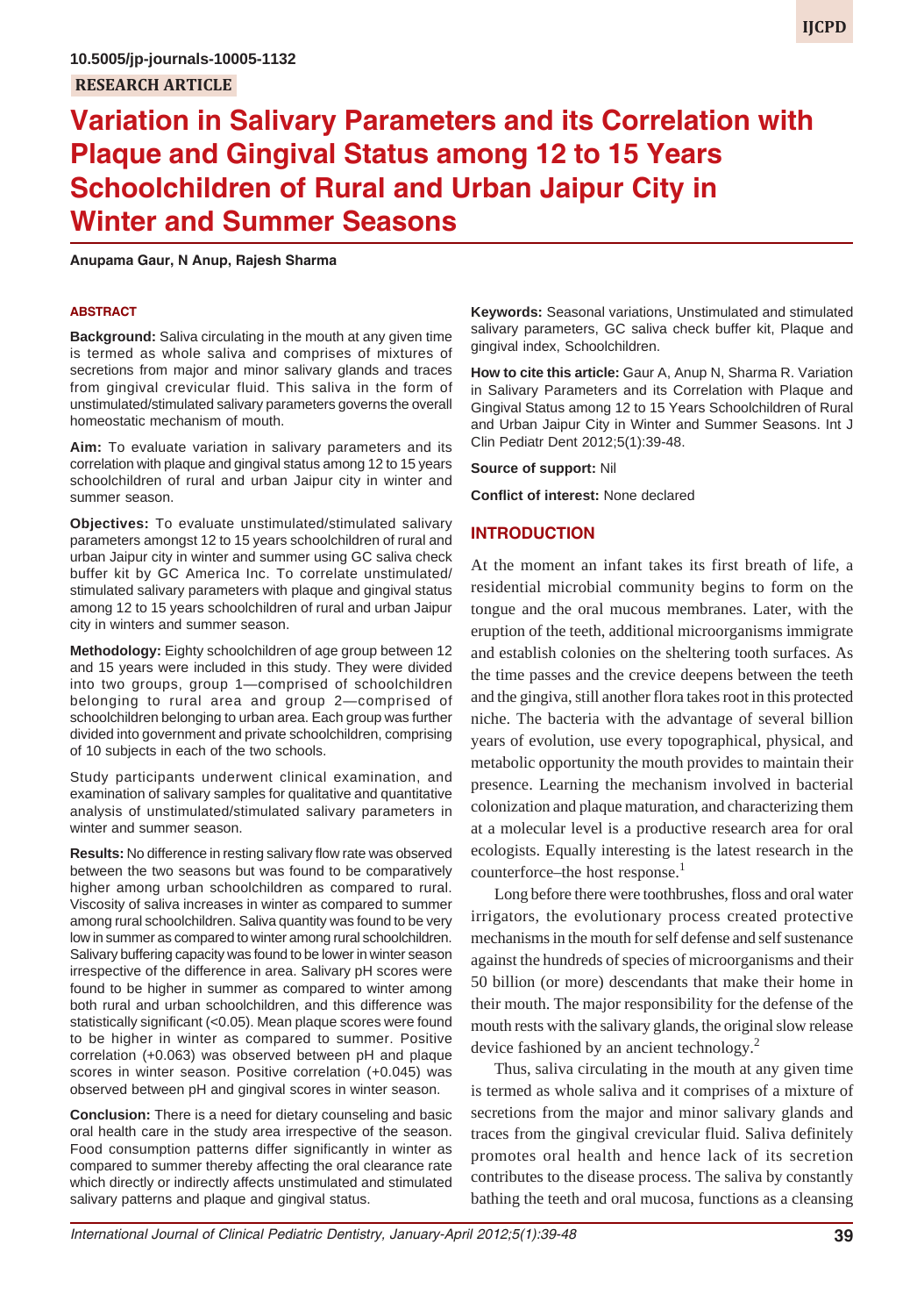10.5005/jp-journals-10005-1132

RESEARCH ARTICLE

# Variation in Salivary Parameters and its Correlation with Plaque and Gingival Status among 12 to 15 Years Schoolchildren of Rural and Urban Jaipur City in Winter and Summer Seasons

**Anupama Gaur, N Anup, Rajesh Sharma**

## ABSTRACT

**Background:** Saliva circulating in the mouth at any given time is termed as whole saliva and comprises of mixtures of secretions from major and minor salivary glands and traces from gingival crevicular fluid. This saliva in the form of unstimulated/stimulated salivary parameters governs the overall homeostatic mechanism of mouth.

**Aim:** To evaluate variation in salivary parameters and its correlation with plaque and gingival status among 12 to 15 years schoolchildren of rural and urban Jaipur city in winter and summer season.

**Objectives:** To evaluate unstimulated/stimulated salivary parameters amongst 12 to 15 years schoolchildren of rural and urban Jaipur city in winter and summer using GC saliva check buffer kit by GC America Inc. To correlate unstimulated/stimulated salivary parameters with plaque and gingival status among 12 to 15 years schoolchildren of rural and urban Jaipur city in winters and summer season.

**Methodology:** Eighty schoolchildren of age group between 12 and 15 years were included in this study. They were divided into two groups, group 1—comprised of schoolchildren belonging to rural area and group 2—comprised of schoolchildren belonging to urban area. Each group was further divided into government and private schoolchildren, comprising of 10 subjects in each of the two schools.

Study participants underwent clinical examination, and examination of salivary samples for qualitative and quantitative analysis of unstimulated/stimulated salivary parameters in winter and summer season.

**Results:** No difference in resting salivary flow rate was observed between the two seasons but was found to be comparatively higher among urban schoolchildren as compared to rural. Viscosity of saliva increases in winter as compared to summer among rural schoolchildren. Saliva quantity was found to be very low in summer as compared to winter among rural schoolchildren. Salivary buffering capacity was found to be lower in winter season irrespective of the difference in area. Salivary pH scores were found to be higher in summer as compared to winter among both rural and urban schoolchildren, and this difference was statistically significant (<0.05). Mean plaque scores were found to be higher in winter as compared to summer. Positive correlation (+0.063) was observed between pH and plaque scores in winter season. Positive correlation (+0.045) was observed between pH and gingival scores in winter season.

**Conclusion:** There is a need for dietary counseling and basic oral health care in the study area irrespective of the season. Food consumption patterns differ significantly in winter as compared to summer thereby affecting the oral clearance rate which directly or indirectly affects unstimulated and stimulated salivary patterns and plaque and gingival status.

**Keywords:** Seasonal variations, Unstimulated and stimulated salivary parameters, GC saliva check buffer kit, Plaque and gingival index, Schoolchildren.

**How to cite this article:** Gaur A, Anup N, Sharma R. Variation in Salivary Parameters and its Correlation with Plaque and Gingival Status among 12 to 15 Years Schoolchildren of Rural and Urban Jaipur City in Winter and Summer Seasons. Int J Clin Pediatr Dent 2012;5(1):39-48.

**Source of support:** Nil

**Conflict of interest:** None declared

## INTRODUCTION

At the moment an infant takes its first breath of life, a residential microbial community begins to form on the tongue and the oral mucous membranes. Later, with the eruption of the teeth, additional microorganisms immigrate and establish colonies on the sheltering tooth surfaces. As the time passes and the crevice deepens between the teeth and the gingiva, still another flora takes root in this protected niche. The bacteria with the advantage of several billion years of evolution, use every topographical, physical, and metabolic opportunity the mouth provides to maintain their presence. Learning the mechanism involved in bacterial colonization and plaque maturation, and characterizing them at a molecular level is a productive research area for oral ecologists. Equally interesting is the latest research in the counterforce–the host response.[1]

Long before there were toothbrushes, floss and oral water irrigators, the evolutionary process created protective mechanisms in the mouth for self defense and self sustenance against the hundreds of species of microorganisms and their 50 billion (or more) descendants that make their home in their mouth. The major responsibility for the defense of the mouth rests with the salivary glands, the original slow release device fashioned by an ancient technology.[2]

Thus, saliva circulating in the mouth at any given time is termed as whole saliva and it comprises of a mixture of secretions from the major and minor salivary glands and traces from the gingival crevicular fluid. Saliva definitely promotes oral health and hence lack of its secretion contributes to the disease process. The saliva by constantly bathing the teeth and oral mucosa, functions as a cleansing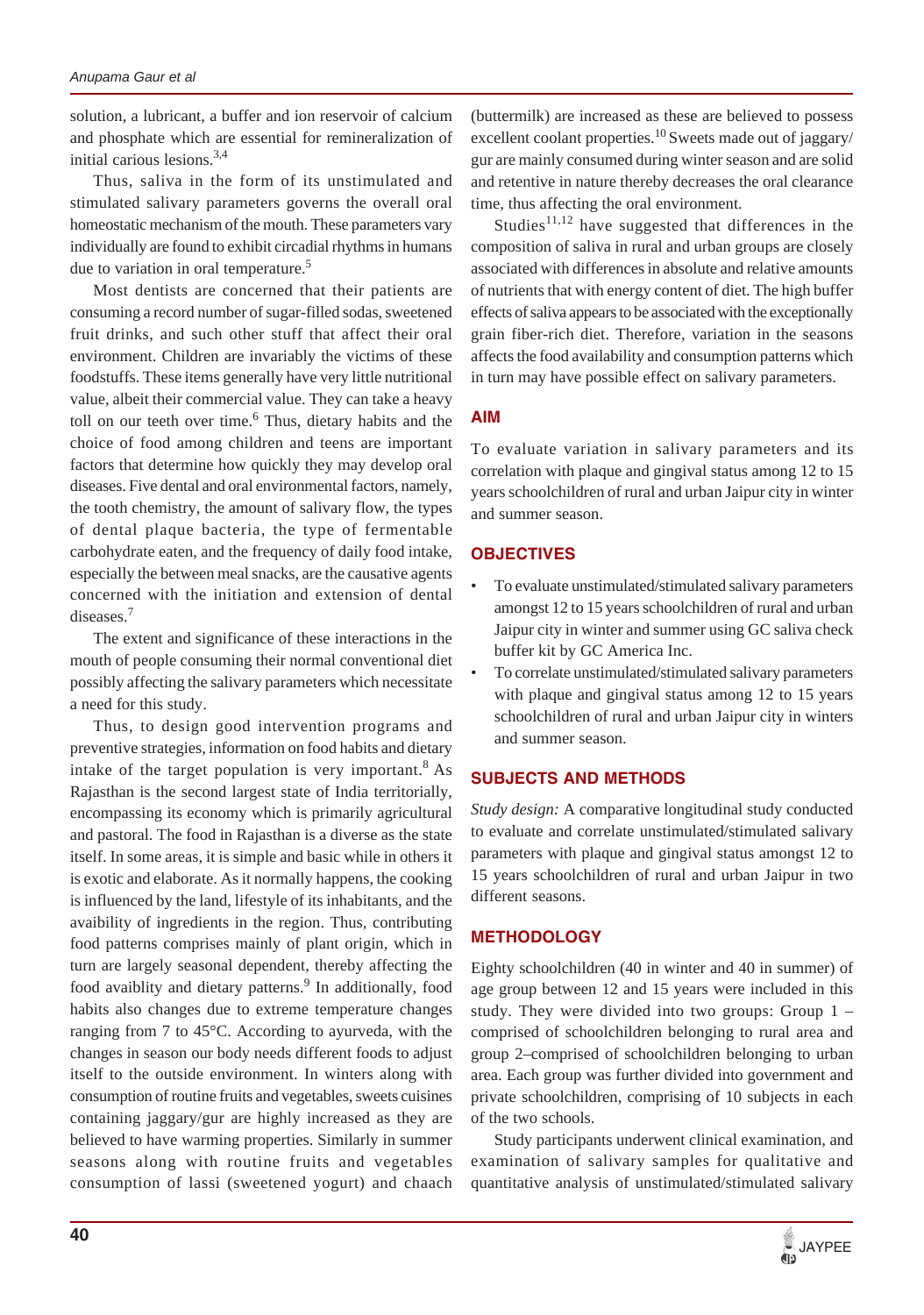solution, a lubricant, a buffer and ion reservoir of calcium and phosphate which are essential for remineralization of initial carious lesions.[3,4]

Thus, saliva in the form of its unstimulated and stimulated salivary parameters governs the overall oral homeostatic mechanism of the mouth. These parameters vary individually are found to exhibit circadial rhythms in humans due to variation in oral temperature.[5]

Most dentists are concerned that their patients are consuming a record number of sugar-filled sodas, sweetened fruit drinks, and such other stuff that affect their oral environment. Children are invariably the victims of these foodstuffs. These items generally have very little nutritional value, albeit their commercial value. They can take a heavy toll on our teeth over time.[6] Thus, dietary habits and the choice of food among children and teens are important factors that determine how quickly they may develop oral diseases. Five dental and oral environmental factors, namely, the tooth chemistry, the amount of salivary flow, the types of dental plaque bacteria, the type of fermentable carbohydrate eaten, and the frequency of daily food intake, especially the between meal snacks, are the causative agents concerned with the initiation and extension of dental diseases.[7]

The extent and significance of these interactions in the mouth of people consuming their normal conventional diet possibly affecting the salivary parameters which necessitate a need for this study.

Thus, to design good intervention programs and preventive strategies, information on food habits and dietary intake of the target population is very important.[8] As Rajasthan is the second largest state of India territorially, encompassing its economy which is primarily agricultural and pastoral. The food in Rajasthan is a diverse as the state itself. In some areas, it is simple and basic while in others it is exotic and elaborate. As it normally happens, the cooking is influenced by the land, lifestyle of its inhabitants, and the avaibility of ingredients in the region. Thus, contributing food patterns comprises mainly of plant origin, which in turn are largely seasonal dependent, thereby affecting the food avaiblity and dietary patterns.[9] In additionally, food habits also changes due to extreme temperature changes ranging from 7 to 45°C. According to ayurveda, with the changes in season our body needs different foods to adjust itself to the outside environment. In winters along with consumption of routine fruits and vegetables, sweets cuisines containing jaggary/gur are highly increased as they are believed to have warming properties. Similarly in summer seasons along with routine fruits and vegetables consumption of lassi (sweetened yogurt) and chaach (buttermilk) are increased as these are believed to possess excellent coolant properties.[10] Sweets made out of jaggary/gur are mainly consumed during winter season and are solid and retentive in nature thereby decreases the oral clearance time, thus affecting the oral environment.

Studies[11,12] have suggested that differences in the composition of saliva in rural and urban groups are closely associated with differences in absolute and relative amounts of nutrients that with energy content of diet. The high buffer effects of saliva appears to be associated with the exceptionally grain fiber-rich diet. Therefore, variation in the seasons affects the food availability and consumption patterns which in turn may have possible effect on salivary parameters.

## AIM

To evaluate variation in salivary parameters and its correlation with plaque and gingival status among 12 to 15 years schoolchildren of rural and urban Jaipur city in winter and summer season.

## OBJECTIVES

- To evaluate unstimulated/stimulated salivary parameters amongst 12 to 15 years schoolchildren of rural and urban Jaipur city in winter and summer using GC saliva check buffer kit by GC America Inc.
- To correlate unstimulated/stimulated salivary parameters with plaque and gingival status among 12 to 15 years schoolchildren of rural and urban Jaipur city in winters and summer season.

## SUBJECTS AND METHODS

*Study design:* A comparative longitudinal study conducted to evaluate and correlate unstimulated/stimulated salivary parameters with plaque and gingival status amongst 12 to 15 years schoolchildren of rural and urban Jaipur in two different seasons.

## METHODOLOGY

Eighty schoolchildren (40 in winter and 40 in summer) of age group between 12 and 15 years were included in this study. They were divided into two groups: Group 1 – comprised of schoolchildren belonging to rural area and group 2–comprised of schoolchildren belonging to urban area. Each group was further divided into government and private schoolchildren, comprising of 10 subjects in each of the two schools.

Study participants underwent clinical examination, and examination of salivary samples for qualitative and quantitative analysis of unstimulated/stimulated salivary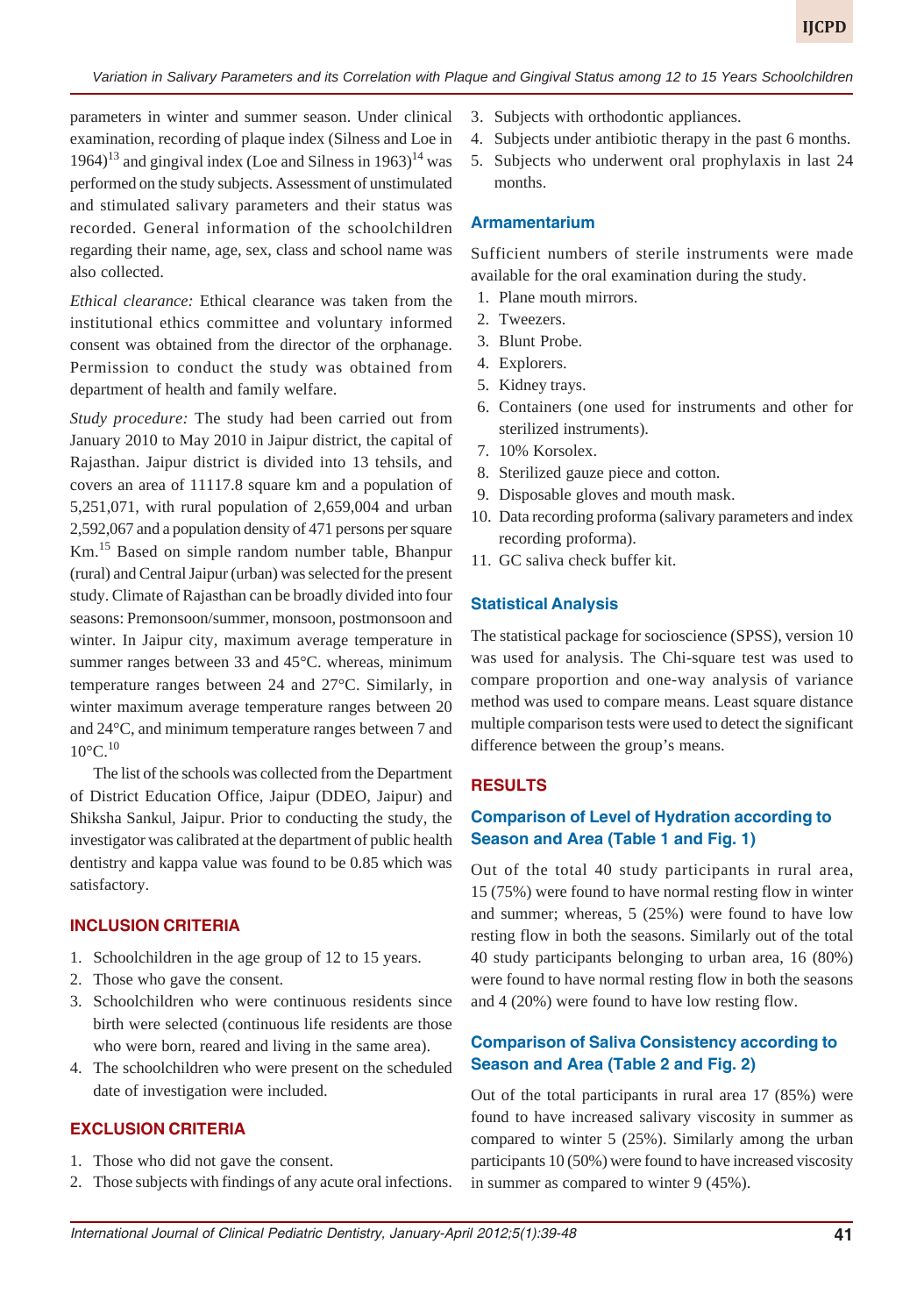parameters in winter and summer season. Under clinical examination, recording of plaque index (Silness and Loe in 1964)[13] and gingival index (Loe and Silness in 1963)[14] was performed on the study subjects. Assessment of unstimulated and stimulated salivary parameters and their status was recorded. General information of the schoolchildren regarding their name, age, sex, class and school name was also collected.

*Ethical clearance:* Ethical clearance was taken from the institutional ethics committee and voluntary informed consent was obtained from the director of the orphanage. Permission to conduct the study was obtained from department of health and family welfare.

*Study procedure:* The study had been carried out from January 2010 to May 2010 in Jaipur district, the capital of Rajasthan. Jaipur district is divided into 13 tehsils, and covers an area of 11117.8 square km and a population of 5,251,071, with rural population of 2,659,004 and urban 2,592,067 and a population density of 471 persons per square Km.[15] Based on simple random number table, Bhanpur (rural) and Central Jaipur (urban) was selected for the present study. Climate of Rajasthan can be broadly divided into four seasons: Premonsoon/summer, monsoon, postmonsoon and winter. In Jaipur city, maximum average temperature in summer ranges between 33 and 45°C. whereas, minimum temperature ranges between 24 and 27°C. Similarly, in winter maximum average temperature ranges between 20 and 24°C, and minimum temperature ranges between 7 and 10°C.[10]

The list of the schools was collected from the Department of District Education Office, Jaipur (DDEO, Jaipur) and Shiksha Sankul, Jaipur. Prior to conducting the study, the investigator was calibrated at the department of public health dentistry and kappa value was found to be 0.85 which was satisfactory.

## INCLUSION CRITERIA

1. Schoolchildren in the age group of 12 to 15 years.
2. Those who gave the consent.
3. Schoolchildren who were continuous residents since birth were selected (continuous life residents are those who were born, reared and living in the same area).
4. The schoolchildren who were present on the scheduled date of investigation were included.

## EXCLUSION CRITERIA

1. Those who did not gave the consent.
2. Those subjects with findings of any acute oral infections.
3. Subjects with orthodontic appliances.
4. Subjects under antibiotic therapy in the past 6 months.
5. Subjects who underwent oral prophylaxis in last 24 months.

### Armamentarium

Sufficient numbers of sterile instruments were made available for the oral examination during the study.

1. Plane mouth mirrors.
2. Tweezers.
3. Blunt Probe.
4. Explorers.
5. Kidney trays.
6. Containers (one used for instruments and other for sterilized instruments).
7. 10% Korsolex.
8. Sterilized gauze piece and cotton.
9. Disposable gloves and mouth mask.
10. Data recording proforma (salivary parameters and index recording proforma).
11. GC saliva check buffer kit.

### Statistical Analysis

The statistical package for socioscience (SPSS), version 10 was used for analysis. The Chi-square test was used to compare proportion and one-way analysis of variance method was used to compare means. Least square distance multiple comparison tests were used to detect the significant difference between the group's means.

## RESULTS

### Comparison of Level of Hydration according to Season and Area (Table 1 and Fig. 1)

Out of the total 40 study participants in rural area, 15 (75%) were found to have normal resting flow in winter and summer; whereas, 5 (25%) were found to have low resting flow in both the seasons. Similarly out of the total 40 study participants belonging to urban area, 16 (80%) were found to have normal resting flow in both the seasons and 4 (20%) were found to have low resting flow.

### Comparison of Saliva Consistency according to Season and Area (Table 2 and Fig. 2)

Out of the total participants in rural area 17 (85%) were found to have increased salivary viscosity in summer as compared to winter 5 (25%). Similarly among the urban participants 10 (50%) were found to have increased viscosity in summer as compared to winter 9 (45%).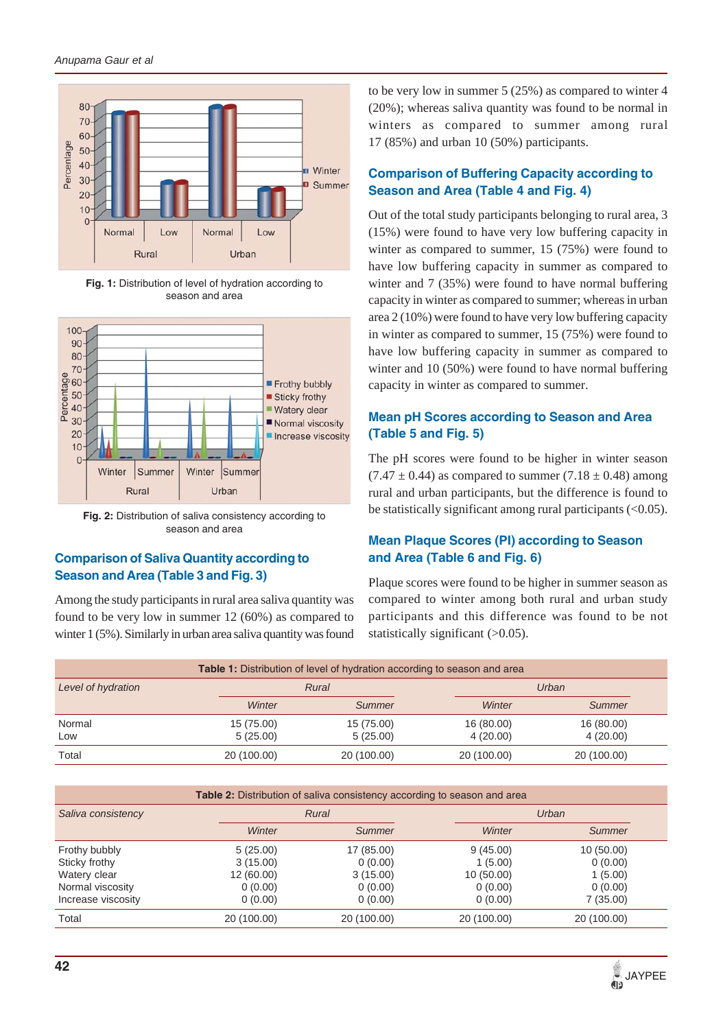Fig. 1: Distribution of level of hydration according to season and area

Fig. 2: Distribution of saliva consistency according to season and area

### Comparison of Saliva Quantity according to Season and Area (Table 3 and Fig. 3)

Among the study participants in rural area saliva quantity was found to be very low in summer 12 (60%) as compared to winter 1 (5%). Similarly in urban area saliva quantity was found to be very low in summer 5 (25%) as compared to winter 4 (20%); whereas saliva quantity was found to be normal in winters as compared to summer among rural 17 (85%) and urban 10 (50%) participants.

### Comparison of Buffering Capacity according to Season and Area (Table 4 and Fig. 4)

Out of the total study participants belonging to rural area, 3 (15%) were found to have very low buffering capacity in winter as compared to summer, 15 (75%) were found to have low buffering capacity in summer as compared to winter and 7 (35%) were found to have normal buffering capacity in winter as compared to summer; whereas in urban area 2 (10%) were found to have very low buffering capacity in winter as compared to summer, 15 (75%) were found to have low buffering capacity in summer as compared to winter and 10 (50%) were found to have normal buffering capacity in winter as compared to summer.

### Mean pH Scores according to Season and Area (Table 5 and Fig. 5)

The pH scores were found to be higher in winter season ($7.47 \pm 0.44$) as compared to summer ($7.18 \pm 0.48$) among rural and urban participants, but the difference is found to be statistically significant among rural participants (<0.05).

### Mean Plaque Scores (PI) according to Season and Area (Table 6 and Fig. 6)

Plaque scores were found to be higher in summer season as compared to winter among both rural and urban study participants and this difference was found to be not statistically significant (>0.05).

**Table 1:** Distribution of level of hydration according to season and area

| *Level of hydration* | *Rural* | | *Urban* | |
|---|---|---|---|---|
| | *Winter* | *Summer* | *Winter* | *Summer* |
| Normal | 15 (75.00) | 15 (75.00) | 16 (80.00) | 16 (80.00) |
| Low | 5 (25.00) | 5 (25.00) | 4 (20.00) | 4 (20.00) |
| Total | 20 (100.00) | 20 (100.00) | 20 (100.00) | 20 (100.00) |

**Table 2:** Distribution of saliva consistency according to season and area

| *Saliva consistency* | *Rural* | | *Urban* | |
|---|---|---|---|---|
| | *Winter* | *Summer* | *Winter* | *Summer* |
| Frothy bubbly | 5 (25.00) | 17 (85.00) | 9 (45.00) | 10 (50.00) |
| Sticky frothy | 3 (15.00) | 0 (0.00) | 1 (5.00) | 0 (0.00) |
| Watery clear | 12 (60.00) | 3 (15.00) | 10 (50.00) | 1 (5.00) |
| Normal viscosity | 0 (0.00) | 0 (0.00) | 0 (0.00) | 0 (0.00) |
| Increase viscosity | 0 (0.00) | 0 (0.00) | 0 (0.00) | 7 (35.00) |
| Total | 20 (100.00) | 20 (100.00) | 20 (100.00) | 20 (100.00) |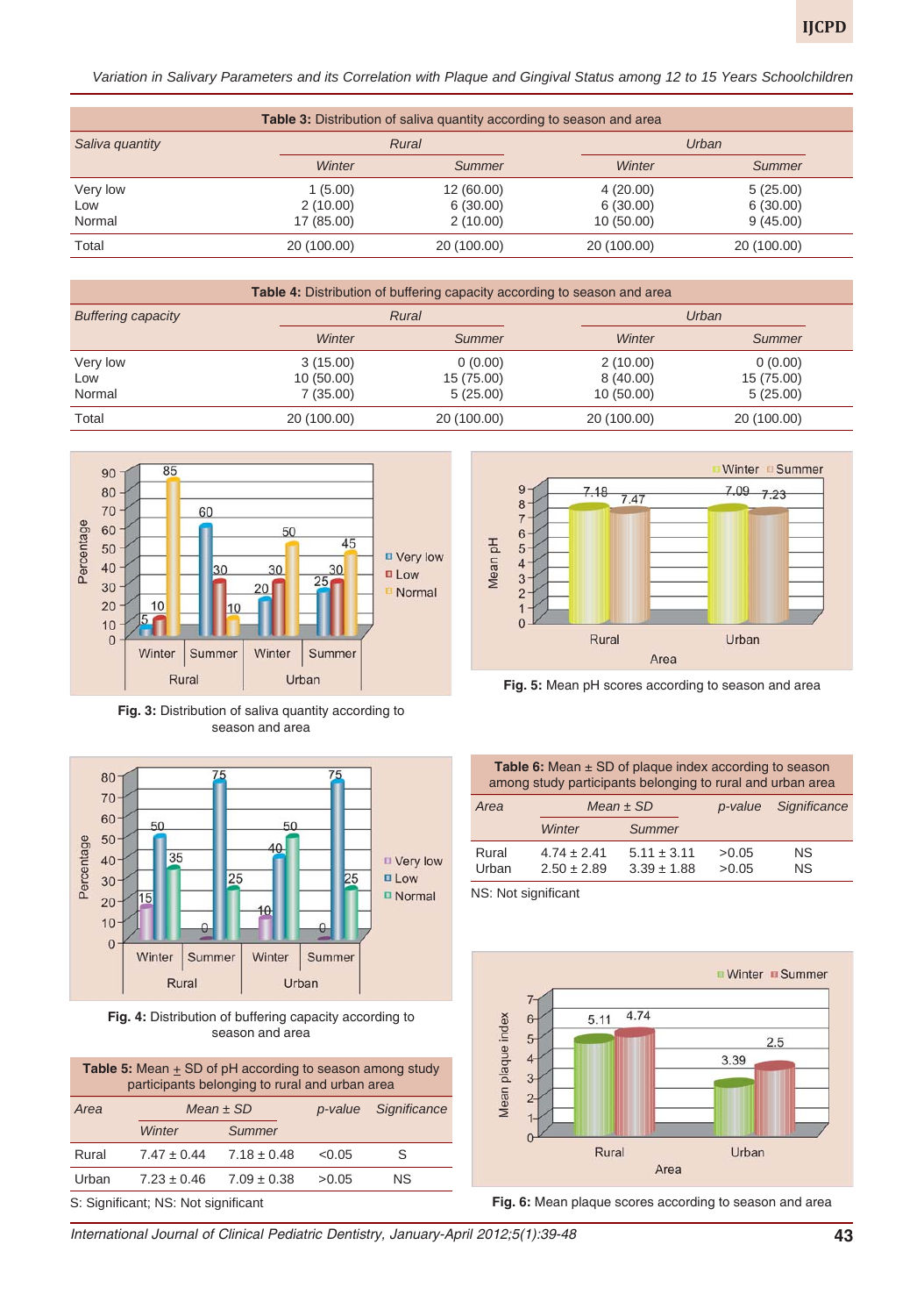**Table 3:** Distribution of saliva quantity according to season and area

| *Saliva quantity* | *Rural* | | *Urban* | |
|---|---|---|---|---|
| | *Winter* | *Summer* | *Winter* | *Summer* |
| Very low | 1 (5.00) | 12 (60.00) | 4 (20.00) | 5 (25.00) |
| Low | 2 (10.00) | 6 (30.00) | 6 (30.00) | 6 (30.00) |
| Normal | 17 (85.00) | 2 (10.00) | 10 (50.00) | 9 (45.00) |
| Total | 20 (100.00) | 20 (100.00) | 20 (100.00) | 20 (100.00) |

**Table 4:** Distribution of buffering capacity according to season and area

| *Buffering capacity* | *Rural* | | *Urban* | |
|---|---|---|---|---|
| | *Winter* | *Summer* | *Winter* | *Summer* |
| Very low | 3 (15.00) | 0 (0.00) | 2 (10.00) | 0 (0.00) |
| Low | 10 (50.00) | 15 (75.00) | 8 (40.00) | 15 (75.00) |
| Normal | 7 (35.00) | 5 (25.00) | 10 (50.00) | 5 (25.00) |
| Total | 20 (100.00) | 20 (100.00) | 20 (100.00) | 20 (100.00) |

**Fig. 3:** Distribution of saliva quantity according to season and area

**Fig. 5:** Mean pH scores according to season and area

**Fig. 4:** Distribution of buffering capacity according to season and area

**Table 5:** Mean ± SD of pH according to season among study participants belonging to rural and urban area

| *Area* | *Mean ± SD* | | *p-value* | *Significance* |
|---|---|---|---|---|
| | *Winter* | *Summer* | | |
| Rural | 7.47 ± 0.44 | 7.18 ± 0.48 | <0.05 | S |
| Urban | 7.23 ± 0.46 | 7.09 ± 0.38 | >0.05 | NS |

S: Significant; NS: Not significant

**Table 6:** Mean ± SD of plaque index according to season among study participants belonging to rural and urban area

| *Area* | *Mean ± SD* | | *p-value* | *Significance* |
|---|---|---|---|---|
| | *Winter* | *Summer* | | |
| Rural | 4.74 ± 2.41 | 5.11 ± 3.11 | >0.05 | NS |
| Urban | 2.50 ± 2.89 | 3.39 ± 1.88 | >0.05 | NS |

NS: Not significant

**Fig. 6:** Mean plaque scores according to season and area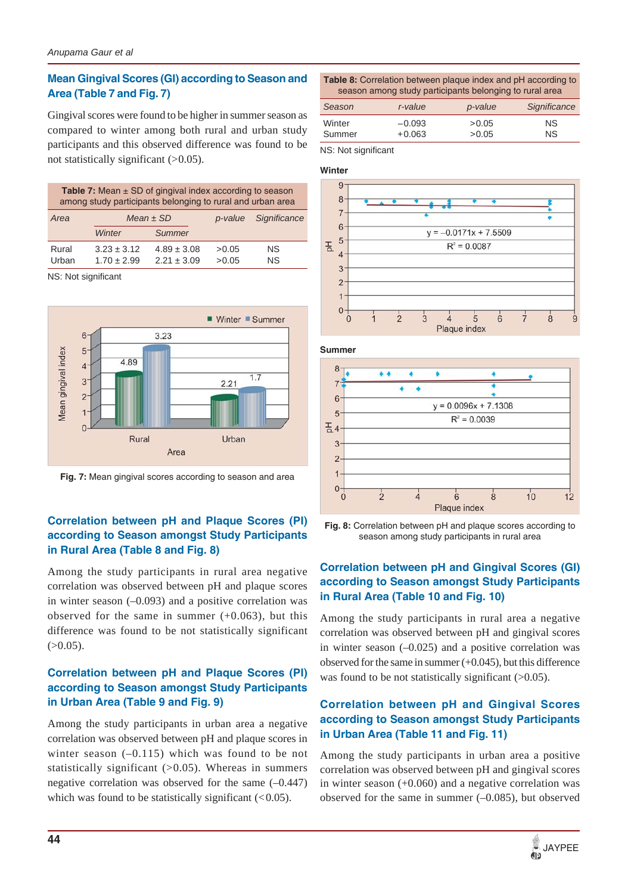## Mean Gingival Scores (GI) according to Season and Area (Table 7 and Fig. 7)

Gingival scores were found to be higher in summer season as compared to winter among both rural and urban study participants and this observed difference was found to be not statistically significant (>0.05).

**Table 7:** Mean ± SD of gingival index according to season among study participants belonging to rural and urban area

| Area | Mean ± SD | | p-value | Significance |
|---|---|---|---|---|
| | Winter | Summer | | |
| Rural | 3.23 ± 3.12 | 4.89 ± 3.08 | >0.05 | NS |
| Urban | 1.70 ± 2.99 | 2.21 ± 3.09 | >0.05 | NS |

NS: Not significant

**Fig. 7:** Mean gingival scores according to season and area

## Correlation between pH and Plaque Scores (PI) according to Season amongst Study Participants in Rural Area (Table 8 and Fig. 8)

Among the study participants in rural area negative correlation was observed between pH and plaque scores in winter season (–0.093) and a positive correlation was observed for the same in summer (+0.063), but this difference was found to be not statistically significant (>0.05).

## Correlation between pH and Plaque Scores (PI) according to Season amongst Study Participants in Urban Area (Table 9 and Fig. 9)

Among the study participants in urban area a negative correlation was observed between pH and plaque scores in winter season (–0.115) which was found to be not statistically significant (>0.05). Whereas in summers negative correlation was observed for the same (–0.447) which was found to be statistically significant (<0.05).

**Table 8:** Correlation between plaque index and pH according to season among study participants belonging to rural area

| Season | r-value | p-value | Significance |
|---|---|---|---|
| Winter | –0.093 | >0.05 | NS |
| Summer | +0.063 | >0.05 | NS |

NS: Not significant

**Fig. 8:** Correlation between pH and plaque scores according to season among study participants in rural area

## Correlation between pH and Gingival Scores (GI) according to Season amongst Study Participants in Rural Area (Table 10 and Fig. 10)

Among the study participants in rural area a negative correlation was observed between pH and gingival scores in winter season (–0.025) and a positive correlation was observed for the same in summer (+0.045), but this difference was found to be not statistically significant (>0.05).

## Correlation between pH and Gingival Scores according to Season amongst Study Participants in Urban Area (Table 11 and Fig. 11)

Among the study participants in urban area a positive correlation was observed between pH and gingival scores in winter season (+0.060) and a negative correlation was observed for the same in summer (–0.085), but observed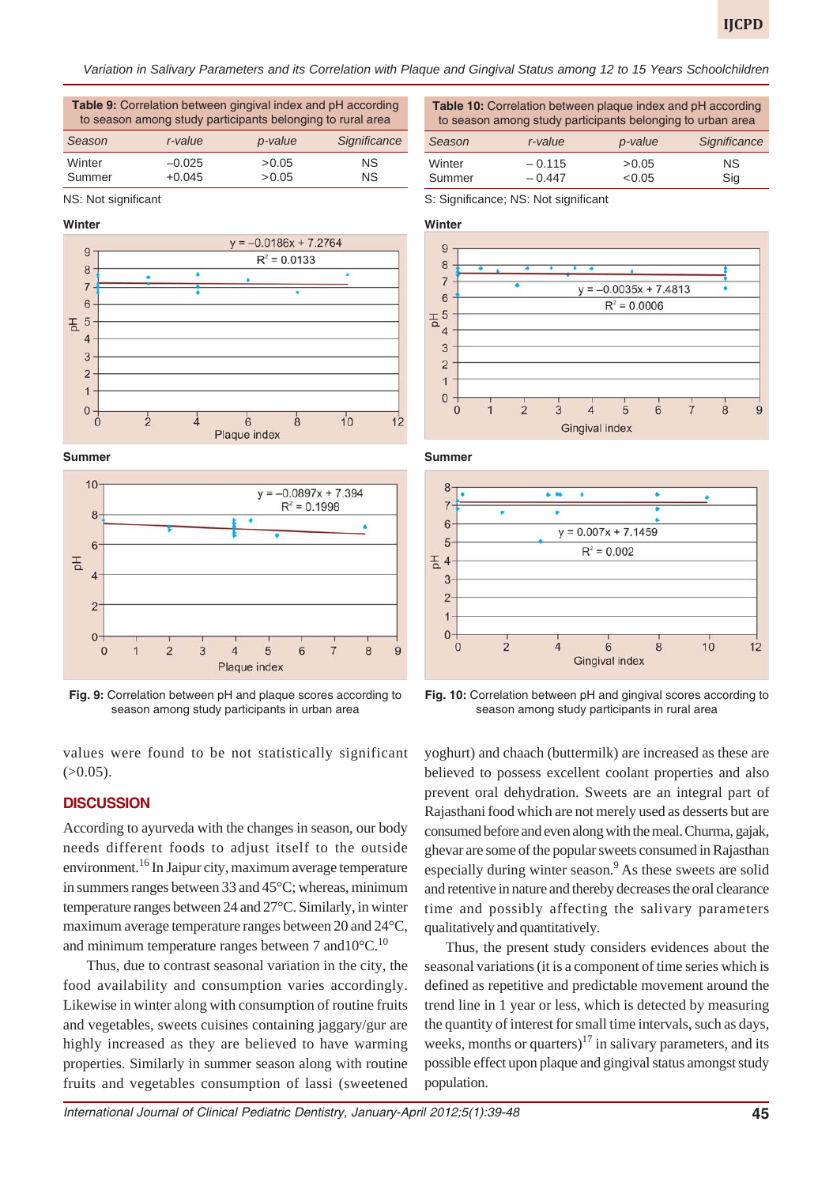**Table 9:** Correlation between gingival index and pH according to season among study participants belonging to rural area

| Season | r-value | p-value | Significance |
|---|---|---|---|
| Winter | –0.025 | >0.05 | NS |
| Summer | +0.045 | >0.05 | NS |

NS: Not significant

**Table 10:** Correlation between plaque index and pH according to season among study participants belonging to urban area

| Season | r-value | p-value | Significance |
|---|---|---|---|
| Winter | – 0.115 | >0.05 | NS |
| Summer | – 0.447 | <0.05 | Sig |

S: Significance; NS: Not significant

**Winter**

y = –0.0186x + 7.2764
$R^2$ = 0.0133

**Summer**

y = –0.0897x + 7.394
$R^2$ = 0.1998

**Fig. 9:** Correlation between pH and plaque scores according to season among study participants in urban area

**Winter**

y = –0.0035x + 7.4813
$R^2$ = 0.0006

**Summer**

y = 0.007x + 7.1459
$R^2$ = 0.002

**Fig. 10:** Correlation between pH and gingival scores according to season among study participants in rural area

values were found to be not statistically significant (>0.05).

## DISCUSSION

According to ayurveda with the changes in season, our body needs different foods to adjust itself to the outside environment.[16] In Jaipur city, maximum average temperature in summers ranges between 33 and 45°C; whereas, minimum temperature ranges between 24 and 27°C. Similarly, in winter maximum average temperature ranges between 20 and 24°C, and minimum temperature ranges between 7 and10°C.[10]

Thus, due to contrast seasonal variation in the city, the food availability and consumption varies accordingly. Likewise in winter along with consumption of routine fruits and vegetables, sweets cuisines containing jaggary/gur are highly increased as they are believed to have warming properties. Similarly in summer season along with routine fruits and vegetables consumption of lassi (sweetened yoghurt) and chaach (buttermilk) are increased as these are believed to possess excellent coolant properties and also prevent oral dehydration. Sweets are an integral part of Rajasthani food which are not merely used as desserts but are consumed before and even along with the meal. Churma, gajak, ghevar are some of the popular sweets consumed in Rajasthan especially during winter season.[9] As these sweets are solid and retentive in nature and thereby decreases the oral clearance time and possibly affecting the salivary parameters qualitatively and quantitatively.

Thus, the present study considers evidences about the seasonal variations (it is a component of time series which is defined as repetitive and predictable movement around the trend line in 1 year or less, which is detected by measuring the quantity of interest for small time intervals, such as days, weeks, months or quarters)[17] in salivary parameters, and its possible effect upon plaque and gingival status amongst study population.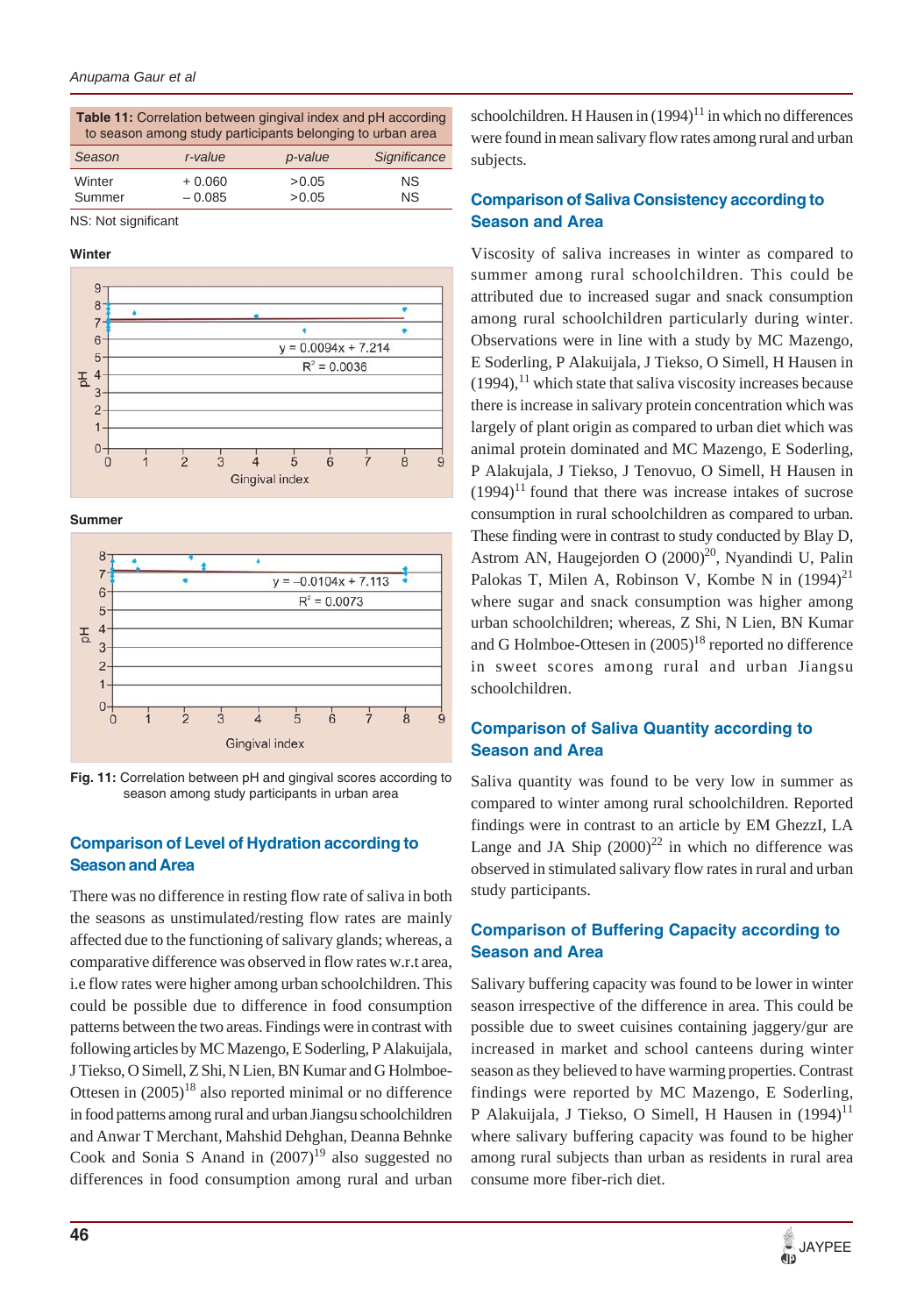**Table 11:** Correlation between gingival index and pH according to season among study participants belonging to urban area

| Season | r-value | p-value | Significance |
|---|---|---|---|
| Winter | + 0.060 | >0.05 | NS |
| Summer | – 0.085 | >0.05 | NS |

NS: Not significant

**Winter**

**Summer**

**Fig. 11:** Correlation between pH and gingival scores according to season among study participants in urban area

## Comparison of Level of Hydration according to Season and Area

There was no difference in resting flow rate of saliva in both the seasons as unstimulated/resting flow rates are mainly affected due to the functioning of salivary glands; whereas, a comparative difference was observed in flow rates w.r.t area, i.e flow rates were higher among urban schoolchildren. This could be possible due to difference in food consumption patterns between the two areas. Findings were in contrast with following articles by MC Mazengo, E Soderling, P Alakuijala, J Tiekso, O Simell, Z Shi, N Lien, BN Kumar and G Holmboe-Ottesen in (2005)[18] also reported minimal or no difference in food patterns among rural and urban Jiangsu schoolchildren and Anwar T Merchant, Mahshid Dehghan, Deanna Behnke Cook and Sonia S Anand in (2007)[19] also suggested no differences in food consumption among rural and urban schoolchildren. H Hausen in (1994)[11] in which no differences were found in mean salivary flow rates among rural and urban subjects.

## Comparison of Saliva Consistency according to Season and Area

Viscosity of saliva increases in winter as compared to summer among rural schoolchildren. This could be attributed due to increased sugar and snack consumption among rural schoolchildren particularly during winter. Observations were in line with a study by MC Mazengo, E Soderling, P Alakuijala, J Tiekso, O Simell, H Hausen in (1994),[11] which state that saliva viscosity increases because there is increase in salivary protein concentration which was largely of plant origin as compared to urban diet which was animal protein dominated and MC Mazengo, E Soderling, P Alakuijala, J Tiekso, J Tenovuo, O Simell, H Hausen in (1994)[11] found that there was increase intakes of sucrose consumption in rural schoolchildren as compared to urban. These finding were in contrast to study conducted by Blay D, Astrom AN, Haugejorden O (2000)[20], Nyandindi U, Palin Palokas T, Milen A, Robinson V, Kombe N in (1994)[21] where sugar and snack consumption was higher among urban schoolchildren; whereas, Z Shi, N Lien, BN Kumar and G Holmboe-Ottesen in (2005)[18] reported no difference in sweet scores among rural and urban Jiangsu schoolchildren.

## Comparison of Saliva Quantity according to Season and Area

Saliva quantity was found to be very low in summer as compared to winter among rural schoolchildren. Reported findings were in contrast to an article by EM GhezzI, LA Lange and JA Ship (2000)[22] in which no difference was observed in stimulated salivary flow rates in rural and urban study participants.

## Comparison of Buffering Capacity according to Season and Area

Salivary buffering capacity was found to be lower in winter season irrespective of the difference in area. This could be possible due to sweet cuisines containing jaggery/gur are increased in market and school canteens during winter season as they believed to have warming properties. Contrast findings were reported by MC Mazengo, E Soderling, P Alakuijala, J Tiekso, O Simell, H Hausen in (1994)[11] where salivary buffering capacity was found to be higher among rural subjects than urban as residents in rural area consume more fiber-rich diet.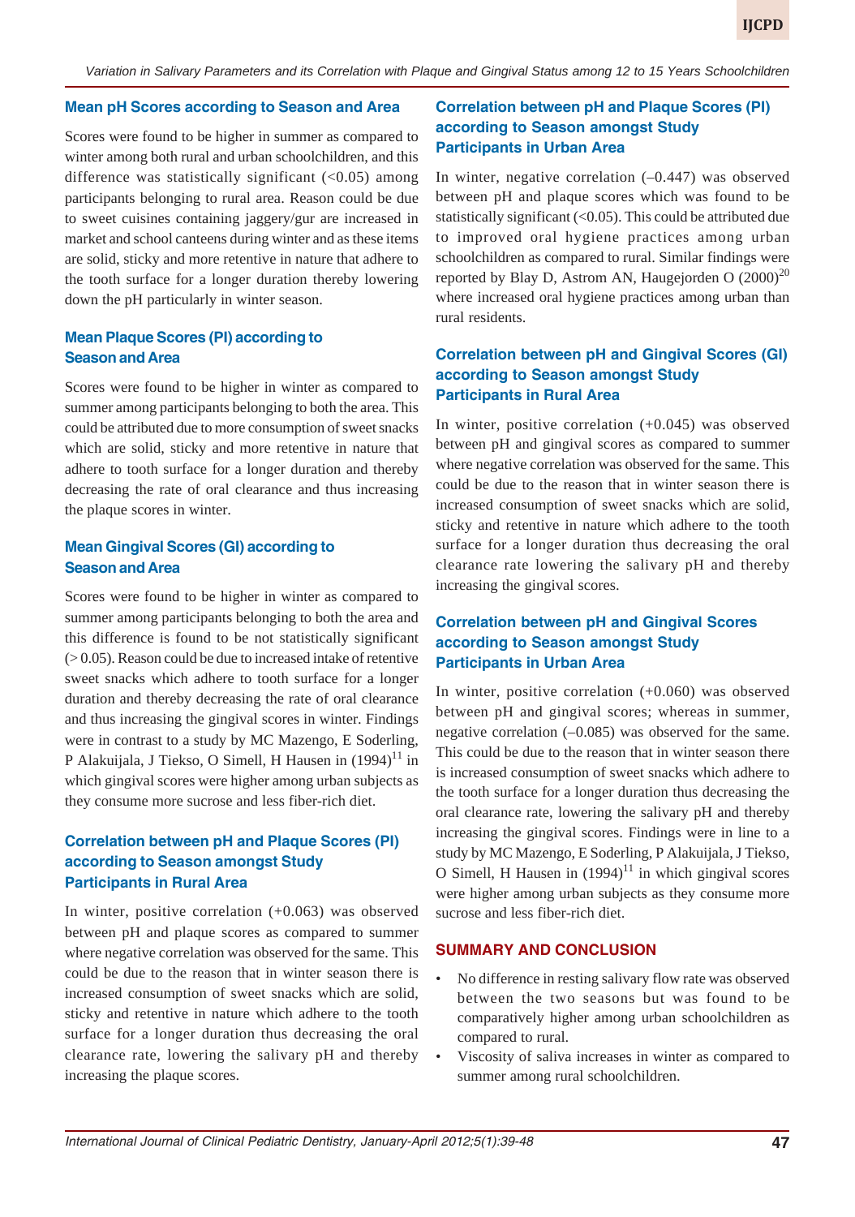### Mean pH Scores according to Season and Area

Scores were found to be higher in summer as compared to winter among both rural and urban schoolchildren, and this difference was statistically significant (<0.05) among participants belonging to rural area. Reason could be due to sweet cuisines containing jaggery/gur are increased in market and school canteens during winter and as these items are solid, sticky and more retentive in nature that adhere to the tooth surface for a longer duration thereby lowering down the pH particularly in winter season.

### Mean Plaque Scores (PI) according to Season and Area

Scores were found to be higher in winter as compared to summer among participants belonging to both the area. This could be attributed due to more consumption of sweet snacks which are solid, sticky and more retentive in nature that adhere to tooth surface for a longer duration and thereby decreasing the rate of oral clearance and thus increasing the plaque scores in winter.

### Mean Gingival Scores (GI) according to Season and Area

Scores were found to be higher in winter as compared to summer among participants belonging to both the area and this difference is found to be not statistically significant (> 0.05). Reason could be due to increased intake of retentive sweet snacks which adhere to tooth surface for a longer duration and thereby decreasing the rate of oral clearance and thus increasing the gingival scores in winter. Findings were in contrast to a study by MC Mazengo, E Soderling, P Alakuijala, J Tiekso, O Simell, H Hausen in (1994)[11] in which gingival scores were higher among urban subjects as they consume more sucrose and less fiber-rich diet.

### Correlation between pH and Plaque Scores (PI) according to Season amongst Study Participants in Rural Area

In winter, positive correlation (+0.063) was observed between pH and plaque scores as compared to summer where negative correlation was observed for the same. This could be due to the reason that in winter season there is increased consumption of sweet snacks which are solid, sticky and retentive in nature which adhere to the tooth surface for a longer duration thus decreasing the oral clearance rate, lowering the salivary pH and thereby increasing the plaque scores.

### Correlation between pH and Plaque Scores (PI) according to Season amongst Study Participants in Urban Area

In winter, negative correlation (–0.447) was observed between pH and plaque scores which was found to be statistically significant (<0.05). This could be attributed due to improved oral hygiene practices among urban schoolchildren as compared to rural. Similar findings were reported by Blay D, Astrom AN, Haugejorden O (2000)[20] where increased oral hygiene practices among urban than rural residents.

### Correlation between pH and Gingival Scores (GI) according to Season amongst Study Participants in Rural Area

In winter, positive correlation (+0.045) was observed between pH and gingival scores as compared to summer where negative correlation was observed for the same. This could be due to the reason that in winter season there is increased consumption of sweet snacks which are solid, sticky and retentive in nature which adhere to the tooth surface for a longer duration thus decreasing the oral clearance rate lowering the salivary pH and thereby increasing the gingival scores.

### Correlation between pH and Gingival Scores according to Season amongst Study Participants in Urban Area

In winter, positive correlation (+0.060) was observed between pH and gingival scores; whereas in summer, negative correlation (–0.085) was observed for the same. This could be due to the reason that in winter season there is increased consumption of sweet snacks which adhere to the tooth surface for a longer duration thus decreasing the oral clearance rate, lowering the salivary pH and thereby increasing the gingival scores. Findings were in line to a study by MC Mazengo, E Soderling, P Alakuijala, J Tiekso, O Simell, H Hausen in (1994)[11] in which gingival scores were higher among urban subjects as they consume more sucrose and less fiber-rich diet.

## SUMMARY AND CONCLUSION

- No difference in resting salivary flow rate was observed between the two seasons but was found to be comparatively higher among urban schoolchildren as compared to rural.
- Viscosity of saliva increases in winter as compared to summer among rural schoolchildren.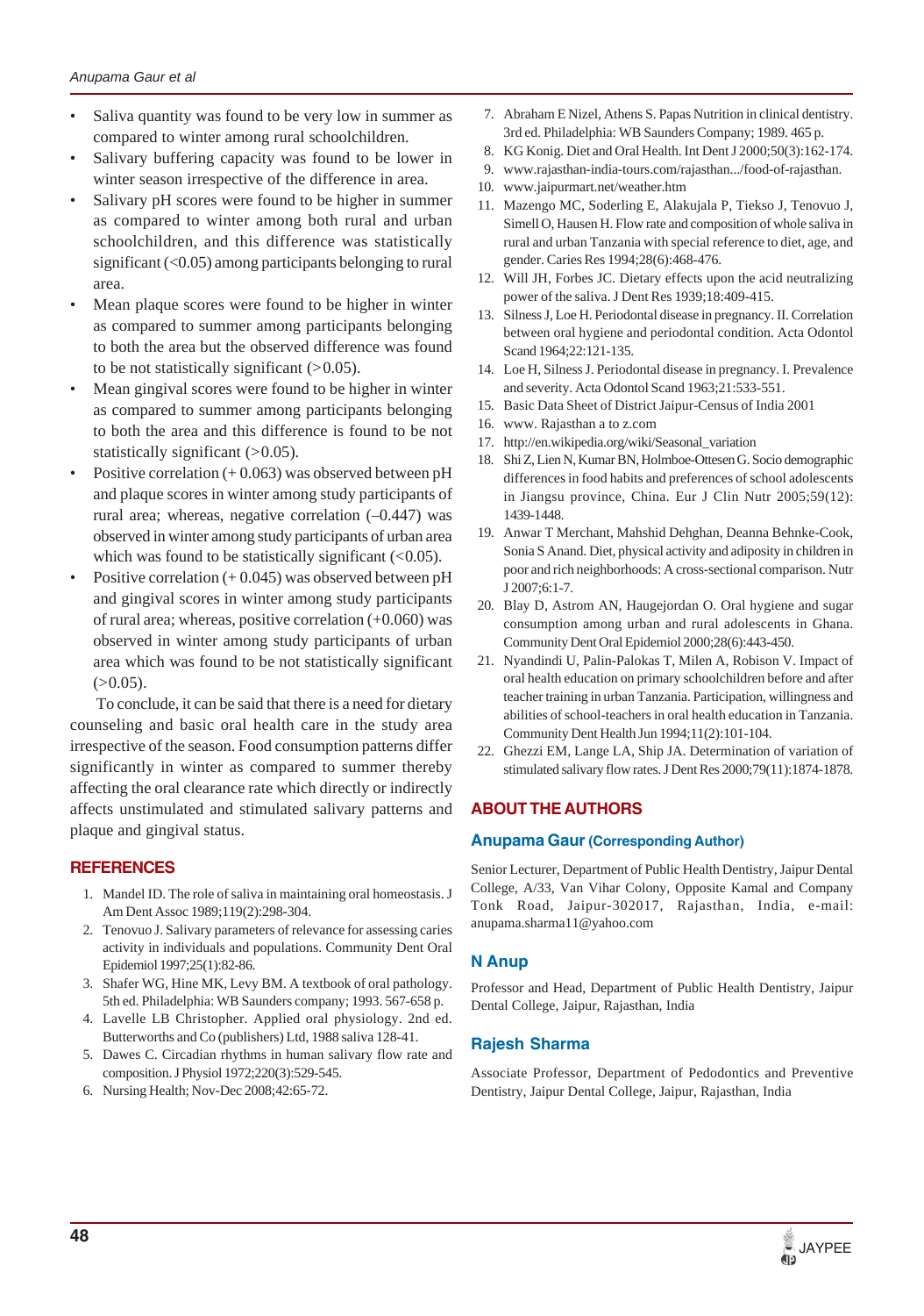- Saliva quantity was found to be very low in summer as compared to winter among rural schoolchildren.
- Salivary buffering capacity was found to be lower in winter season irrespective of the difference in area.
- Salivary pH scores were found to be higher in summer as compared to winter among both rural and urban schoolchildren, and this difference was statistically significant (<0.05) among participants belonging to rural area.
- Mean plaque scores were found to be higher in winter as compared to summer among participants belonging to both the area but the observed difference was found to be not statistically significant (>0.05).
- Mean gingival scores were found to be higher in winter as compared to summer among participants belonging to both the area and this difference is found to be not statistically significant (>0.05).
- Positive correlation (+ 0.063) was observed between pH and plaque scores in winter among study participants of rural area; whereas, negative correlation (–0.447) was observed in winter among study participants of urban area which was found to be statistically significant (<0.05).
- Positive correlation (+ 0.045) was observed between pH and gingival scores in winter among study participants of rural area; whereas, positive correlation (+0.060) was observed in winter among study participants of urban area which was found to be not statistically significant (>0.05).

To conclude, it can be said that there is a need for dietary counseling and basic oral health care in the study area irrespective of the season. Food consumption patterns differ significantly in winter as compared to summer thereby affecting the oral clearance rate which directly or indirectly affects unstimulated and stimulated salivary patterns and plaque and gingival status.

## REFERENCES

1. Mandel ID. The role of saliva in maintaining oral homeostasis. J Am Dent Assoc 1989;119(2):298-304.
2. Tenovuo J. Salivary parameters of relevance for assessing caries activity in individuals and populations. Community Dent Oral Epidemiol 1997;25(1):82-86.
3. Shafer WG, Hine MK, Levy BM. A textbook of oral pathology. 5th ed. Philadelphia: WB Saunders company; 1993. 567-658 p.
4. Lavelle LB Christopher. Applied oral physiology. 2nd ed. Butterworths and Co (publishers) Ltd, 1988 saliva 128-41.
5. Dawes C. Circadian rhythms in human salivary flow rate and composition. J Physiol 1972;220(3):529-545.
6. Nursing Health; Nov-Dec 2008;42:65-72.
7. Abraham E Nizel, Athens S. Papas Nutrition in clinical dentistry. 3rd ed. Philadelphia: WB Saunders Company; 1989. 465 p.
8. KG Konig. Diet and Oral Health. Int Dent J 2000;50(3):162-174.
9. www.rajasthan-india-tours.com/rajasthan.../food-of-rajasthan.
10. www.jaipurmart.net/weather.htm
11. Mazengo MC, Soderling E, Alakujala P, Tiekso J, Tenovuo J, Simell O, Hausen H. Flow rate and composition of whole saliva in rural and urban Tanzania with special reference to diet, age, and gender. Caries Res 1994;28(6):468-476.
12. Will JH, Forbes JC. Dietary effects upon the acid neutralizing power of the saliva. J Dent Res 1939;18:409-415.
13. Silness J, Loe H. Periodontal disease in pregnancy. II. Correlation between oral hygiene and periodontal condition. Acta Odontol Scand 1964;22:121-135.
14. Loe H, Silness J. Periodontal disease in pregnancy. I. Prevalence and severity. Acta Odontol Scand 1963;21:533-551.
15. Basic Data Sheet of District Jaipur-Census of India 2001
16. www. Rajasthan a to z.com
17. http://en.wikipedia.org/wiki/Seasonal_variation
18. Shi Z, Lien N, Kumar BN, Holmboe-Ottesen G. Socio demographic differences in food habits and preferences of school adolescents in Jiangsu province, China. Eur J Clin Nutr 2005;59(12): 1439-1448.
19. Anwar T Merchant, Mahshid Dehghan, Deanna Behnke-Cook, Sonia S Anand. Diet, physical activity and adiposity in children in poor and rich neighborhoods: A cross-sectional comparison. Nutr J 2007;6:1-7.
20. Blay D, Astrom AN, Haugejordan O. Oral hygiene and sugar consumption among urban and rural adolescents in Ghana. Community Dent Oral Epidemiol 2000;28(6):443-450.
21. Nyandindi U, Palin-Palokas T, Milen A, Robison V. Impact of oral health education on primary schoolchildren before and after teacher training in urban Tanzania. Participation, willingness and abilities of school-teachers in oral health education in Tanzania. Community Dent Health Jun 1994;11(2):101-104.
22. Ghezzi EM, Lange LA, Ship JA. Determination of variation of stimulated salivary flow rates. J Dent Res 2000;79(11):1874-1878.

## ABOUT THE AUTHORS

### Anupama Gaur (Corresponding Author)

Senior Lecturer, Department of Public Health Dentistry, Jaipur Dental College, A/33, Van Vihar Colony, Opposite Kamal and Company Tonk Road, Jaipur-302017, Rajasthan, India, e-mail: anupama.sharma11@yahoo.com

### N Anup

Professor and Head, Department of Public Health Dentistry, Jaipur Dental College, Jaipur, Rajasthan, India

### Rajesh Sharma

Associate Professor, Department of Pedodontics and Preventive Dentistry, Jaipur Dental College, Jaipur, Rajasthan, India